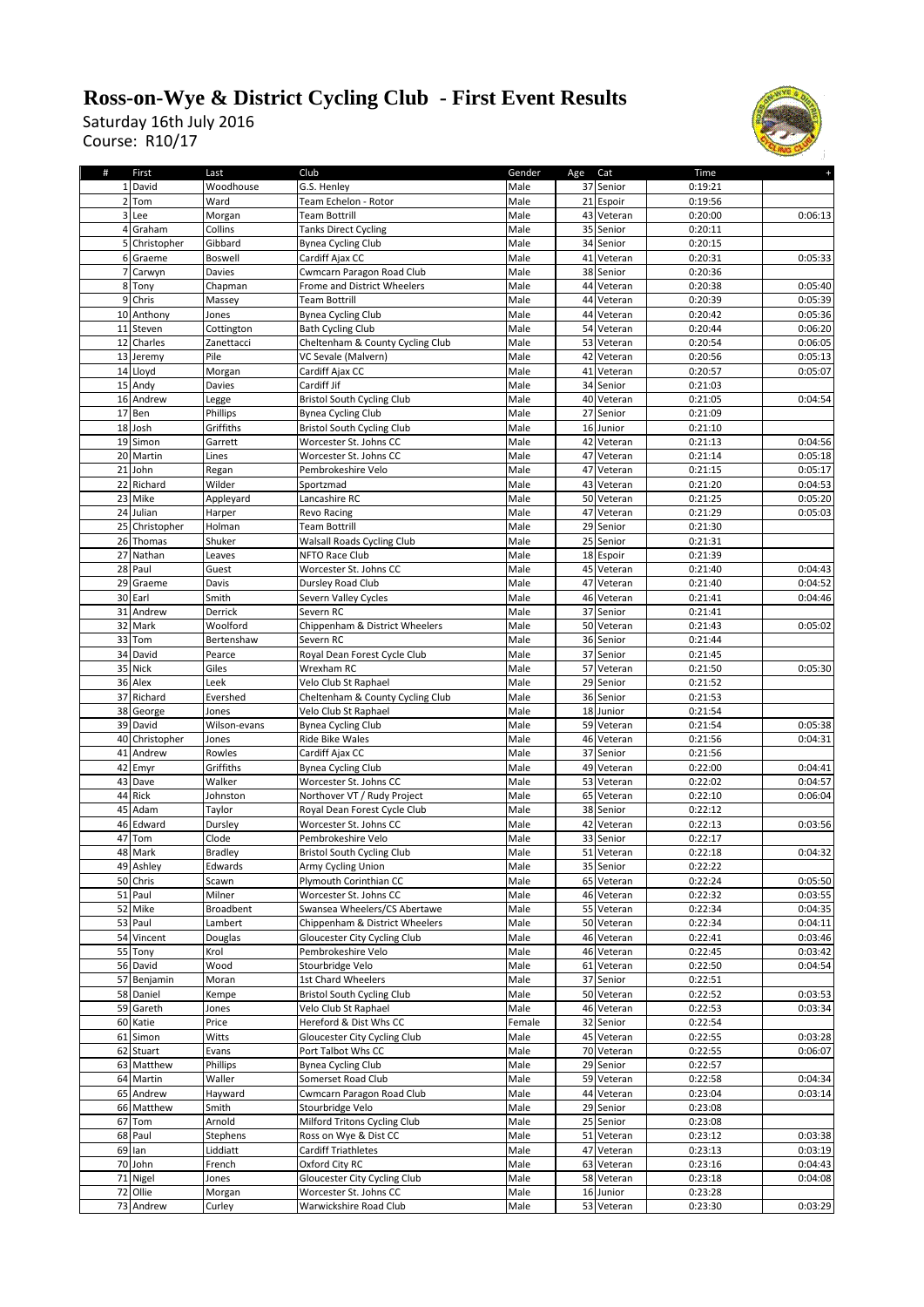# Ross-on-Wye & District Cycling Club - First Event Results

Saturday 16th July 2016
Course: R10/17

| # | First | Last | Club | Gender | Age | Cat | Time | + |
|---|---|---|---|---|---|---|---|---|
| 1 | David | Woodhouse | G.S. Henley | Male | 37 | Senior | 0:19:21 | |
| 2 | Tom | Ward | Team Echelon - Rotor | Male | 21 | Espoir | 0:19:56 | |
| 3 | Lee | Morgan | Team Bottrill | Male | 43 | Veteran | 0:20:00 | 0:06:13 |
| 4 | Graham | Collins | Tanks Direct Cycling | Male | 35 | Senior | 0:20:11 | |
| 5 | Christopher | Gibbard | Bynea Cycling Club | Male | 34 | Senior | 0:20:15 | |
| 6 | Graeme | Boswell | Cardiff Ajax CC | Male | 41 | Veteran | 0:20:31 | 0:05:33 |
| 7 | Carwyn | Davies | Cwmcarn Paragon Road Club | Male | 38 | Senior | 0:20:36 | |
| 8 | Tony | Chapman | Frome and District Wheelers | Male | 44 | Veteran | 0:20:38 | 0:05:40 |
| 9 | Chris | Massey | Team Bottrill | Male | 44 | Veteran | 0:20:39 | 0:05:39 |
| 10 | Anthony | Jones | Bynea Cycling Club | Male | 44 | Veteran | 0:20:42 | 0:05:36 |
| 11 | Steven | Cottington | Bath Cycling Club | Male | 54 | Veteran | 0:20:44 | 0:06:20 |
| 12 | Charles | Zanettacci | Cheltenham & County Cycling Club | Male | 53 | Veteran | 0:20:54 | 0:06:05 |
| 13 | Jeremy | Pile | VC Sevale (Malvern) | Male | 42 | Veteran | 0:20:56 | 0:05:13 |
| 14 | Lloyd | Morgan | Cardiff Ajax CC | Male | 41 | Veteran | 0:20:57 | 0:05:07 |
| 15 | Andy | Davies | Cardiff Jif | Male | 34 | Senior | 0:21:03 | |
| 16 | Andrew | Legge | Bristol South Cycling Club | Male | 40 | Veteran | 0:21:05 | 0:04:54 |
| 17 | Ben | Phillips | Bynea Cycling Club | Male | 27 | Senior | 0:21:09 | |
| 18 | Josh | Griffiths | Bristol South Cycling Club | Male | 16 | Junior | 0:21:10 | |
| 19 | Simon | Garrett | Worcester St. Johns CC | Male | 42 | Veteran | 0:21:13 | 0:04:56 |
| 20 | Martin | Lines | Worcester St. Johns CC | Male | 47 | Veteran | 0:21:14 | 0:05:18 |
| 21 | John | Regan | Pembrokeshire Velo | Male | 47 | Veteran | 0:21:15 | 0:05:17 |
| 22 | Richard | Wilder | Sportzmad | Male | 43 | Veteran | 0:21:20 | 0:04:53 |
| 23 | Mike | Appleyard | Lancashire RC | Male | 50 | Veteran | 0:21:25 | 0:05:20 |
| 24 | Julian | Harper | Revo Racing | Male | 47 | Veteran | 0:21:29 | 0:05:03 |
| 25 | Christopher | Holman | Team Bottrill | Male | 29 | Senior | 0:21:30 | |
| 26 | Thomas | Shuker | Walsall Roads Cycling Club | Male | 25 | Senior | 0:21:31 | |
| 27 | Nathan | Leaves | NFTO Race Club | Male | 18 | Espoir | 0:21:39 | |
| 28 | Paul | Guest | Worcester St. Johns CC | Male | 45 | Veteran | 0:21:40 | 0:04:43 |
| 29 | Graeme | Davis | Dursley Road Club | Male | 47 | Veteran | 0:21:40 | 0:04:52 |
| 30 | Earl | Smith | Severn Valley Cycles | Male | 46 | Veteran | 0:21:41 | 0:04:46 |
| 31 | Andrew | Derrick | Severn RC | Male | 37 | Senior | 0:21:41 | |
| 32 | Mark | Woolford | Chippenham & District Wheelers | Male | 50 | Veteran | 0:21:43 | 0:05:02 |
| 33 | Tom | Bertenshaw | Severn RC | Male | 36 | Senior | 0:21:44 | |
| 34 | David | Pearce | Royal Dean Forest Cycle Club | Male | 37 | Senior | 0:21:45 | |
| 35 | Nick | Giles | Wrexham RC | Male | 57 | Veteran | 0:21:50 | 0:05:30 |
| 36 | Alex | Leek | Velo Club St Raphael | Male | 29 | Senior | 0:21:52 | |
| 37 | Richard | Evershed | Cheltenham & County Cycling Club | Male | 36 | Senior | 0:21:53 | |
| 38 | George | Jones | Velo Club St Raphael | Male | 18 | Junior | 0:21:54 | |
| 39 | David | Wilson-evans | Bynea Cycling Club | Male | 59 | Veteran | 0:21:54 | 0:05:38 |
| 40 | Christopher | Jones | Ride Bike Wales | Male | 46 | Veteran | 0:21:56 | 0:04:31 |
| 41 | Andrew | Rowles | Cardiff Ajax CC | Male | 37 | Senior | 0:21:56 | |
| 42 | Emyr | Griffiths | Bynea Cycling Club | Male | 49 | Veteran | 0:22:00 | 0:04:41 |
| 43 | Dave | Walker | Worcester St. Johns CC | Male | 53 | Veteran | 0:22:02 | 0:04:57 |
| 44 | Rick | Johnston | Northover VT / Rudy Project | Male | 65 | Veteran | 0:22:10 | 0:06:04 |
| 45 | Adam | Taylor | Royal Dean Forest Cycle Club | Male | 38 | Senior | 0:22:12 | |
| 46 | Edward | Dursley | Worcester St. Johns CC | Male | 42 | Veteran | 0:22:13 | 0:03:56 |
| 47 | Tom | Clode | Pembrokeshire Velo | Male | 33 | Senior | 0:22:17 | |
| 48 | Mark | Bradley | Bristol South Cycling Club | Male | 51 | Veteran | 0:22:18 | 0:04:32 |
| 49 | Ashley | Edwards | Army Cycling Union | Male | 35 | Senior | 0:22:22 | |
| 50 | Chris | Scawn | Plymouth Corinthian CC | Male | 65 | Veteran | 0:22:24 | 0:05:50 |
| 51 | Paul | Milner | Worcester St. Johns CC | Male | 46 | Veteran | 0:22:32 | 0:03:55 |
| 52 | Mike | Broadbent | Swansea Wheelers/CS Abertawe | Male | 55 | Veteran | 0:22:34 | 0:04:35 |
| 53 | Paul | Lambert | Chippenham & District Wheelers | Male | 50 | Veteran | 0:22:34 | 0:04:11 |
| 54 | Vincent | Douglas | Gloucester City Cycling Club | Male | 46 | Veteran | 0:22:41 | 0:03:46 |
| 55 | Tony | Krol | Pembrokeshire Velo | Male | 46 | Veteran | 0:22:45 | 0:03:42 |
| 56 | David | Wood | Stourbridge Velo | Male | 61 | Veteran | 0:22:50 | 0:04:54 |
| 57 | Benjamin | Moran | 1st Chard Wheelers | Male | 37 | Senior | 0:22:51 | |
| 58 | Daniel | Kempe | Bristol South Cycling Club | Male | 50 | Veteran | 0:22:52 | 0:03:53 |
| 59 | Gareth | Jones | Velo Club St Raphael | Male | 46 | Veteran | 0:22:53 | 0:03:34 |
| 60 | Katie | Price | Hereford & Dist Whs CC | Female | 32 | Senior | 0:22:54 | |
| 61 | Simon | Witts | Gloucester City Cycling Club | Male | 45 | Veteran | 0:22:55 | 0:03:28 |
| 62 | Stuart | Evans | Port Talbot Whs CC | Male | 70 | Veteran | 0:22:55 | 0:06:07 |
| 63 | Matthew | Phillips | Bynea Cycling Club | Male | 29 | Senior | 0:22:57 | |
| 64 | Martin | Waller | Somerset Road Club | Male | 59 | Veteran | 0:22:58 | 0:04:34 |
| 65 | Andrew | Hayward | Cwmcarn Paragon Road Club | Male | 44 | Veteran | 0:23:04 | 0:03:14 |
| 66 | Matthew | Smith | Stourbridge Velo | Male | 29 | Senior | 0:23:08 | |
| 67 | Tom | Arnold | Milford Tritons Cycling Club | Male | 25 | Senior | 0:23:08 | |
| 68 | Paul | Stephens | Ross on Wye & Dist CC | Male | 51 | Veteran | 0:23:12 | 0:03:38 |
| 69 | Ian | Liddiatt | Cardiff Triathletes | Male | 47 | Veteran | 0:23:13 | 0:03:19 |
| 70 | John | French | Oxford City RC | Male | 63 | Veteran | 0:23:16 | 0:04:43 |
| 71 | Nigel | Jones | Gloucester City Cycling Club | Male | 58 | Veteran | 0:23:18 | 0:04:08 |
| 72 | Ollie | Morgan | Worcester St. Johns CC | Male | 16 | Junior | 0:23:28 | |
| 73 | Andrew | Curley | Warwickshire Road Club | Male | 53 | Veteran | 0:23:30 | 0:03:29 |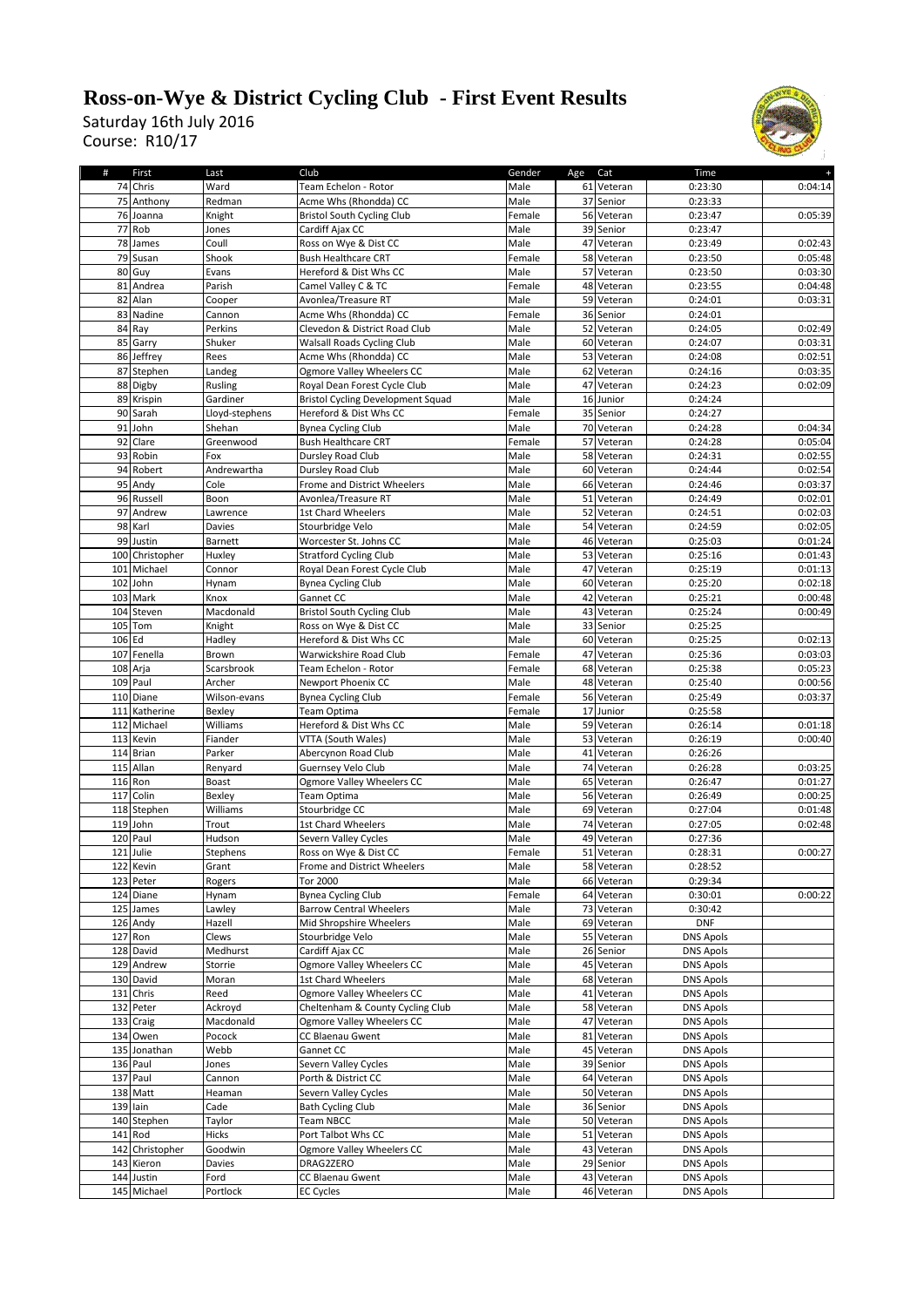# Ross-on-Wye & District Cycling Club - First Event Results

Saturday 16th July 2016
Course: R10/17

| # | First | Last | Club | Gender | Age | Cat | Time | + |
|---|---|---|---|---|---|---|---|---|
| 74 | Chris | Ward | Team Echelon - Rotor | Male | 61 | Veteran | 0:23:30 | 0:04:14 |
| 75 | Anthony | Redman | Acme Whs (Rhondda) CC | Male | 37 | Senior | 0:23:33 | |
| 76 | Joanna | Knight | Bristol South Cycling Club | Female | 56 | Veteran | 0:23:47 | 0:05:39 |
| 77 | Rob | Jones | Cardiff Ajax CC | Male | 39 | Senior | 0:23:47 | |
| 78 | James | Coull | Ross on Wye & Dist CC | Male | 47 | Veteran | 0:23:49 | 0:02:43 |
| 79 | Susan | Shook | Bush Healthcare CRT | Female | 58 | Veteran | 0:23:50 | 0:05:48 |
| 80 | Guy | Evans | Hereford & Dist Whs CC | Male | 57 | Veteran | 0:23:50 | 0:03:30 |
| 81 | Andrea | Parish | Camel Valley C & TC | Female | 48 | Veteran | 0:23:55 | 0:04:48 |
| 82 | Alan | Cooper | Avonlea/Treasure RT | Male | 59 | Veteran | 0:24:01 | 0:03:31 |
| 83 | Nadine | Cannon | Acme Whs (Rhondda) CC | Female | 36 | Senior | 0:24:01 | |
| 84 | Ray | Perkins | Clevedon & District Road Club | Male | 52 | Veteran | 0:24:05 | 0:02:49 |
| 85 | Garry | Shuker | Walsall Roads Cycling Club | Male | 60 | Veteran | 0:24:07 | 0:03:31 |
| 86 | Jeffrey | Rees | Acme Whs (Rhondda) CC | Male | 53 | Veteran | 0:24:08 | 0:02:51 |
| 87 | Stephen | Landeg | Ogmore Valley Wheelers CC | Male | 62 | Veteran | 0:24:16 | 0:03:35 |
| 88 | Digby | Rusling | Royal Dean Forest Cycle Club | Male | 47 | Veteran | 0:24:23 | 0:02:09 |
| 89 | Krispin | Gardiner | Bristol Cycling Development Squad | Male | 16 | Junior | 0:24:24 | |
| 90 | Sarah | Lloyd-stephens | Hereford & Dist Whs CC | Female | 35 | Senior | 0:24:27 | |
| 91 | John | Shehan | Bynea Cycling Club | Male | 70 | Veteran | 0:24:28 | 0:04:34 |
| 92 | Clare | Greenwood | Bush Healthcare CRT | Female | 57 | Veteran | 0:24:28 | 0:05:04 |
| 93 | Robin | Fox | Dursley Road Club | Male | 58 | Veteran | 0:24:31 | 0:02:55 |
| 94 | Robert | Andrewartha | Dursley Road Club | Male | 60 | Veteran | 0:24:44 | 0:02:54 |
| 95 | Andy | Cole | Frome and District Wheelers | Male | 66 | Veteran | 0:24:46 | 0:03:37 |
| 96 | Russell | Boon | Avonlea/Treasure RT | Male | 51 | Veteran | 0:24:49 | 0:02:01 |
| 97 | Andrew | Lawrence | 1st Chard Wheelers | Male | 52 | Veteran | 0:24:51 | 0:02:03 |
| 98 | Karl | Davies | Stourbridge Velo | Male | 54 | Veteran | 0:24:59 | 0:02:05 |
| 99 | Justin | Barnett | Worcester St. Johns CC | Male | 46 | Veteran | 0:25:03 | 0:01:24 |
| 100 | Christopher | Huxley | Stratford Cycling Club | Male | 53 | Veteran | 0:25:16 | 0:01:43 |
| 101 | Michael | Connor | Royal Dean Forest Cycle Club | Male | 47 | Veteran | 0:25:19 | 0:01:13 |
| 102 | John | Hynam | Bynea Cycling Club | Male | 60 | Veteran | 0:25:20 | 0:02:18 |
| 103 | Mark | Knox | Gannet CC | Male | 42 | Veteran | 0:25:21 | 0:00:48 |
| 104 | Steven | Macdonald | Bristol South Cycling Club | Male | 43 | Veteran | 0:25:24 | 0:00:49 |
| 105 | Tom | Knight | Ross on Wye & Dist CC | Male | 33 | Senior | 0:25:25 | |
| 106 | Ed | Hadley | Hereford & Dist Whs CC | Male | 60 | Veteran | 0:25:25 | 0:02:13 |
| 107 | Fenella | Brown | Warwickshire Road Club | Female | 47 | Veteran | 0:25:36 | 0:03:03 |
| 108 | Arja | Scarsbrook | Team Echelon - Rotor | Female | 68 | Veteran | 0:25:38 | 0:05:23 |
| 109 | Paul | Archer | Newport Phoenix CC | Male | 48 | Veteran | 0:25:40 | 0:00:56 |
| 110 | Diane | Wilson-evans | Bynea Cycling Club | Female | 56 | Veteran | 0:25:49 | 0:03:37 |
| 111 | Katherine | Bexley | Team Optima | Female | 17 | Junior | 0:25:58 | |
| 112 | Michael | Williams | Hereford & Dist Whs CC | Male | 59 | Veteran | 0:26:14 | 0:01:18 |
| 113 | Kevin | Fiander | VTTA (South Wales) | Male | 53 | Veteran | 0:26:19 | 0:00:40 |
| 114 | Brian | Parker | Abercynon Road Club | Male | 41 | Veteran | 0:26:26 | |
| 115 | Allan | Renyard | Guernsey Velo Club | Male | 74 | Veteran | 0:26:28 | 0:03:25 |
| 116 | Ron | Boast | Ogmore Valley Wheelers CC | Male | 65 | Veteran | 0:26:47 | 0:01:27 |
| 117 | Colin | Bexley | Team Optima | Male | 56 | Veteran | 0:26:49 | 0:00:25 |
| 118 | Stephen | Williams | Stourbridge CC | Male | 69 | Veteran | 0:27:04 | 0:01:48 |
| 119 | John | Trout | 1st Chard Wheelers | Male | 74 | Veteran | 0:27:05 | 0:02:48 |
| 120 | Paul | Hudson | Severn Valley Cycles | Male | 49 | Veteran | 0:27:36 | |
| 121 | Julie | Stephens | Ross on Wye & Dist CC | Female | 51 | Veteran | 0:28:31 | 0:00:27 |
| 122 | Kevin | Grant | Frome and District Wheelers | Male | 58 | Veteran | 0:28:52 | |
| 123 | Peter | Rogers | Tor 2000 | Male | 66 | Veteran | 0:29:34 | |
| 124 | Diane | Hynam | Bynea Cycling Club | Female | 64 | Veteran | 0:30:01 | 0:00:22 |
| 125 | James | Lawley | Barrow Central Wheelers | Male | 73 | Veteran | 0:30:42 | |
| 126 | Andy | Hazell | Mid Shropshire Wheelers | Male | 69 | Veteran | DNF | |
| 127 | Ron | Clews | Stourbridge Velo | Male | 55 | Veteran | DNS Apols | |
| 128 | David | Medhurst | Cardiff Ajax CC | Male | 26 | Senior | DNS Apols | |
| 129 | Andrew | Storrie | Ogmore Valley Wheelers CC | Male | 45 | Veteran | DNS Apols | |
| 130 | David | Moran | 1st Chard Wheelers | Male | 68 | Veteran | DNS Apols | |
| 131 | Chris | Reed | Ogmore Valley Wheelers CC | Male | 41 | Veteran | DNS Apols | |
| 132 | Peter | Ackroyd | Cheltenham & County Cycling Club | Male | 58 | Veteran | DNS Apols | |
| 133 | Craig | Macdonald | Ogmore Valley Wheelers CC | Male | 47 | Veteran | DNS Apols | |
| 134 | Owen | Pocock | CC Blaenau Gwent | Male | 81 | Veteran | DNS Apols | |
| 135 | Jonathan | Webb | Gannet CC | Male | 45 | Veteran | DNS Apols | |
| 136 | Paul | Jones | Severn Valley Cycles | Male | 39 | Senior | DNS Apols | |
| 137 | Paul | Cannon | Porth & District CC | Male | 64 | Veteran | DNS Apols | |
| 138 | Matt | Heaman | Severn Valley Cycles | Male | 50 | Veteran | DNS Apols | |
| 139 | Iain | Cade | Bath Cycling Club | Male | 36 | Senior | DNS Apols | |
| 140 | Stephen | Taylor | Team NBCC | Male | 50 | Veteran | DNS Apols | |
| 141 | Rod | Hicks | Port Talbot Whs CC | Male | 51 | Veteran | DNS Apols | |
| 142 | Christopher | Goodwin | Ogmore Valley Wheelers CC | Male | 43 | Veteran | DNS Apols | |
| 143 | Kieron | Davies | DRAG2ZERO | Male | 29 | Senior | DNS Apols | |
| 144 | Justin | Ford | CC Blaenau Gwent | Male | 43 | Veteran | DNS Apols | |
| 145 | Michael | Portlock | EC Cycles | Male | 46 | Veteran | DNS Apols | |